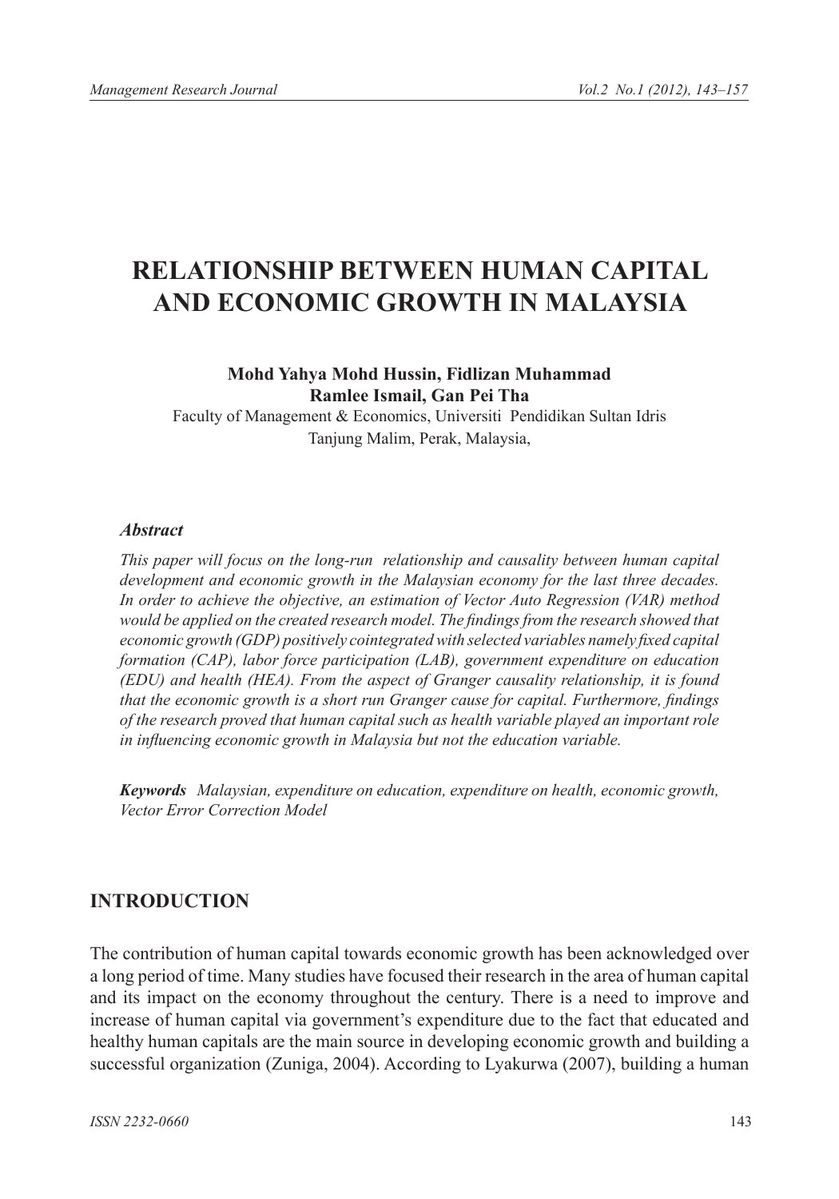# RELATIONSHIP BETWEEN HUMAN CAPITAL AND ECONOMIC GROWTH IN MALAYSIA

**Mohd Yahya Mohd Hussin, Fidlizan Muhammad**
**Ramlee Ismail, Gan Pei Tha**
Faculty of Management & Economics, Universiti Pendidikan Sultan Idris
Tanjung Malim, Perak, Malaysia,

***Abstract***

*This paper will focus on the long-run relationship and causality between human capital development and economic growth in the Malaysian economy for the last three decades. In order to achieve the objective, an estimation of Vector Auto Regression (VAR) method would be applied on the created research model. The findings from the research showed that economic growth (GDP) positively cointegrated with selected variables namely fixed capital formation (CAP), labor force participation (LAB), government expenditure on education (EDU) and health (HEA). From the aspect of Granger causality relationship, it is found that the economic growth is a short run Granger cause for capital. Furthermore, findings of the research proved that human capital such as health variable played an important role in influencing economic growth in Malaysia but not the education variable.*

***Keywords*** *Malaysian, expenditure on education, expenditure on health, economic growth, Vector Error Correction Model*

## INTRODUCTION

The contribution of human capital towards economic growth has been acknowledged over a long period of time. Many studies have focused their research in the area of human capital and its impact on the economy throughout the century. There is a need to improve and increase of human capital via government's expenditure due to the fact that educated and healthy human capitals are the main source in developing economic growth and building a successful organization (Zuniga, 2004). According to Lyakurwa (2007), building a human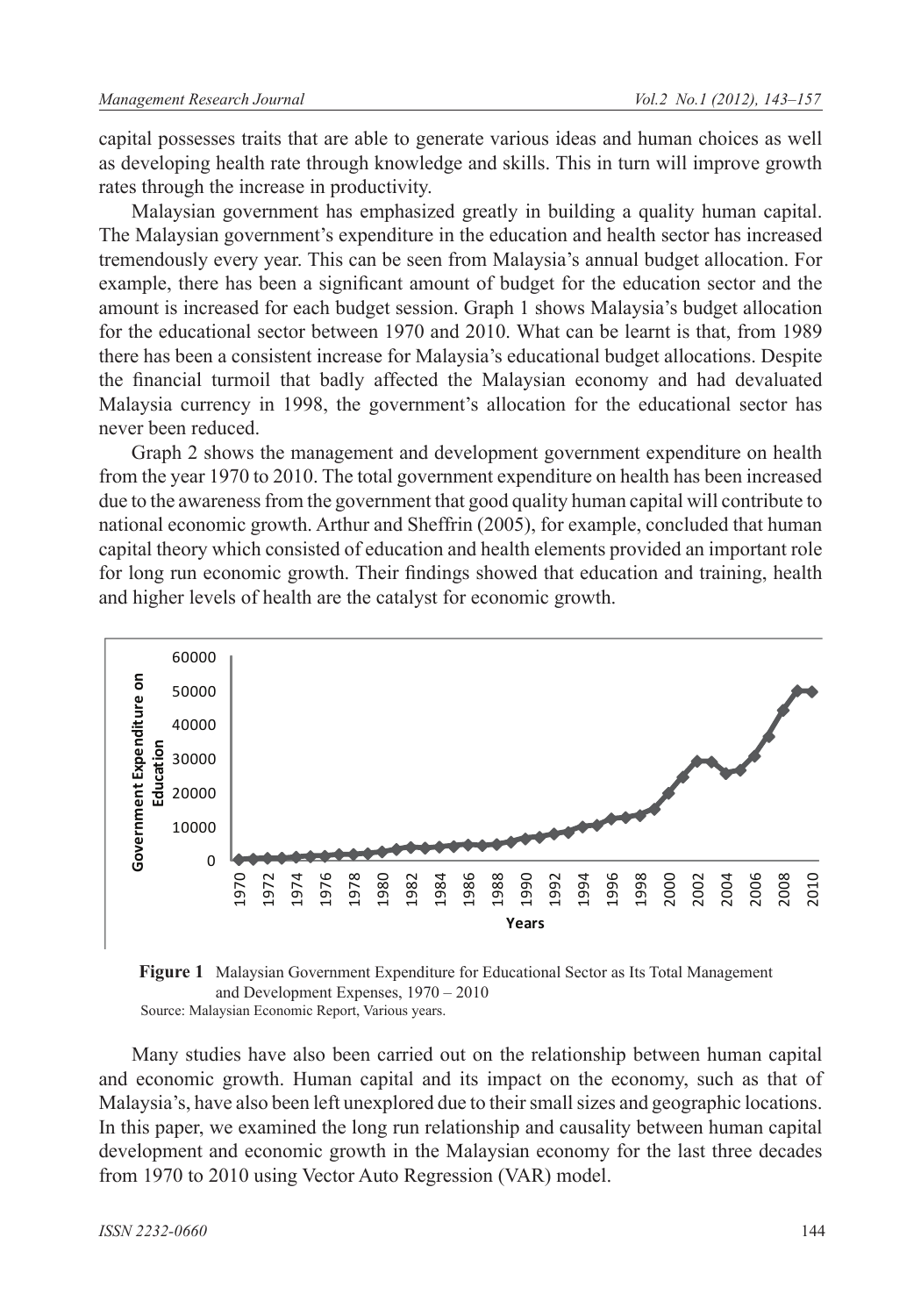capital possesses traits that are able to generate various ideas and human choices as well as developing health rate through knowledge and skills. This in turn will improve growth rates through the increase in productivity.

Malaysian government has emphasized greatly in building a quality human capital. The Malaysian government's expenditure in the education and health sector has increased tremendously every year. This can be seen from Malaysia's annual budget allocation. For example, there has been a significant amount of budget for the education sector and the amount is increased for each budget session. Graph 1 shows Malaysia's budget allocation for the educational sector between 1970 and 2010. What can be learnt is that, from 1989 there has been a consistent increase for Malaysia's educational budget allocations. Despite the financial turmoil that badly affected the Malaysian economy and had devaluated Malaysia currency in 1998, the government's allocation for the educational sector has never been reduced.

Graph 2 shows the management and development government expenditure on health from the year 1970 to 2010. The total government expenditure on health has been increased due to the awareness from the government that good quality human capital will contribute to national economic growth. Arthur and Sheffrin (2005), for example, concluded that human capital theory which consisted of education and health elements provided an important role for long run economic growth. Their findings showed that education and training, health and higher levels of health are the catalyst for economic growth.

**Figure 1** Malaysian Government Expenditure for Educational Sector as Its Total Management and Development Expenses, 1970 – 2010

Source: Malaysian Economic Report, Various years.

Many studies have also been carried out on the relationship between human capital and economic growth. Human capital and its impact on the economy, such as that of Malaysia's, have also been left unexplored due to their small sizes and geographic locations. In this paper, we examined the long run relationship and causality between human capital development and economic growth in the Malaysian economy for the last three decades from 1970 to 2010 using Vector Auto Regression (VAR) model.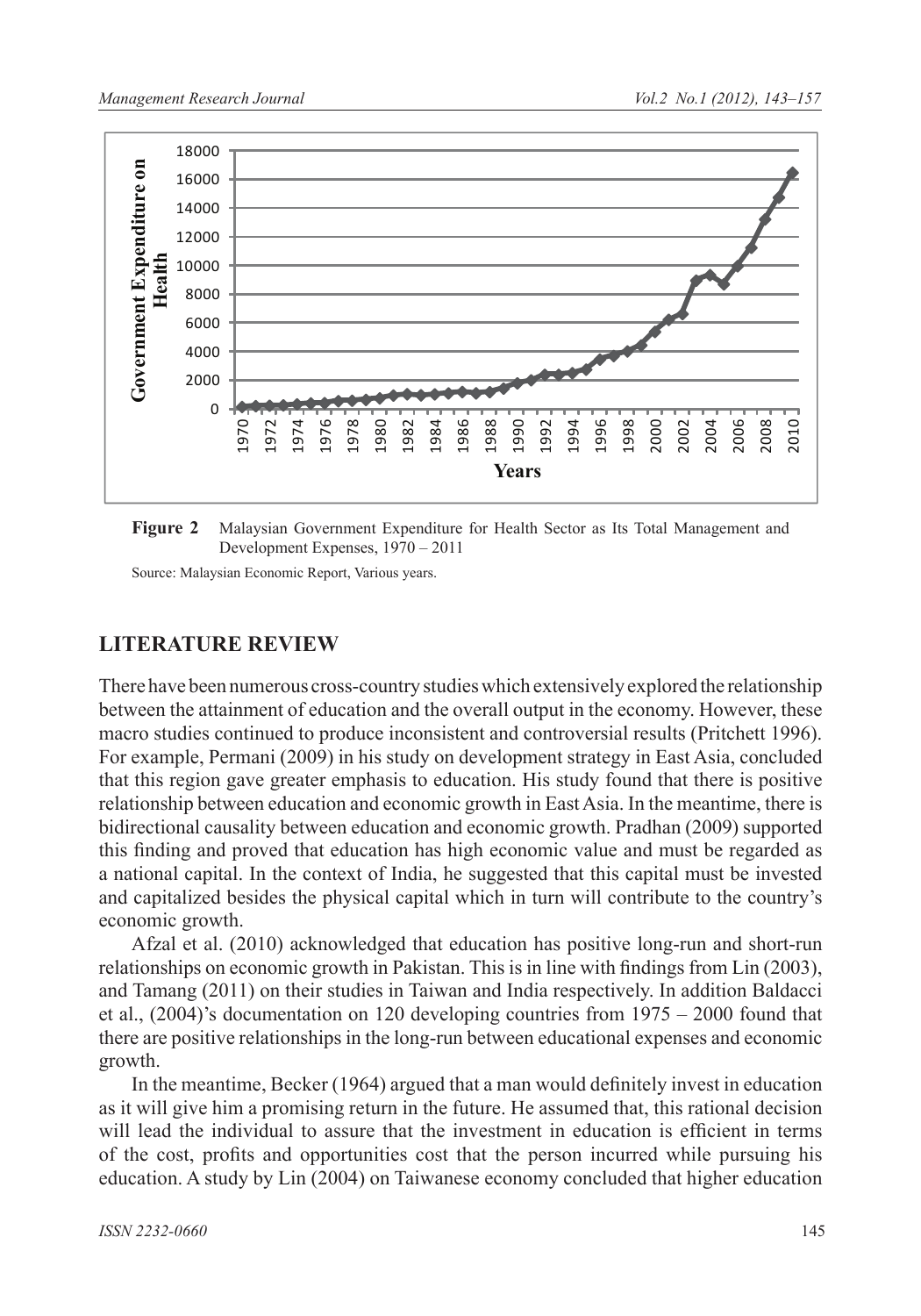**Figure 2** Malaysian Government Expenditure for Health Sector as Its Total Management and Development Expenses, 1970 – 2011

Source: Malaysian Economic Report, Various years.

## LITERATURE REVIEW

There have been numerous cross-country studies which extensively explored the relationship between the attainment of education and the overall output in the economy. However, these macro studies continued to produce inconsistent and controversial results (Pritchett 1996). For example, Permani (2009) in his study on development strategy in East Asia, concluded that this region gave greater emphasis to education. His study found that there is positive relationship between education and economic growth in East Asia. In the meantime, there is bidirectional causality between education and economic growth. Pradhan (2009) supported this finding and proved that education has high economic value and must be regarded as a national capital. In the context of India, he suggested that this capital must be invested and capitalized besides the physical capital which in turn will contribute to the country's economic growth.

Afzal et al. (2010) acknowledged that education has positive long-run and short-run relationships on economic growth in Pakistan. This is in line with findings from Lin (2003), and Tamang (2011) on their studies in Taiwan and India respectively. In addition Baldacci et al., (2004)'s documentation on 120 developing countries from 1975 – 2000 found that there are positive relationships in the long-run between educational expenses and economic growth.

In the meantime, Becker (1964) argued that a man would definitely invest in education as it will give him a promising return in the future. He assumed that, this rational decision will lead the individual to assure that the investment in education is efficient in terms of the cost, profits and opportunities cost that the person incurred while pursuing his education. A study by Lin (2004) on Taiwanese economy concluded that higher education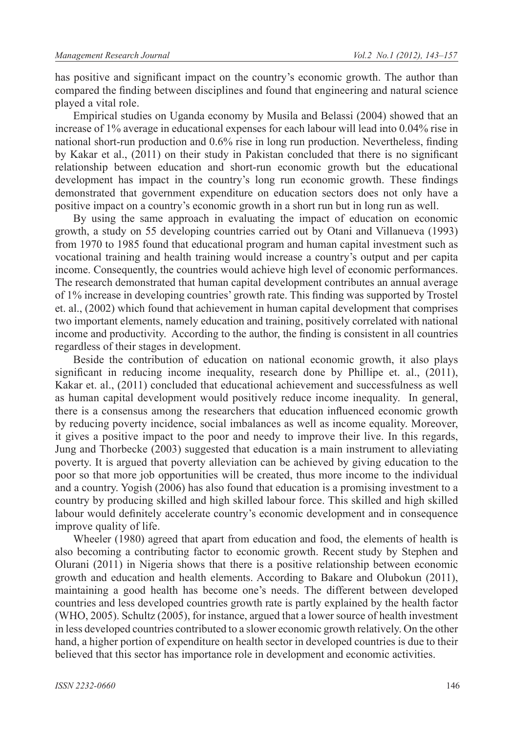has positive and significant impact on the country's economic growth. The author than compared the finding between disciplines and found that engineering and natural science played a vital role.

Empirical studies on Uganda economy by Musila and Belassi (2004) showed that an increase of 1% average in educational expenses for each labour will lead into 0.04% rise in national short-run production and 0.6% rise in long run production. Nevertheless, finding by Kakar et al., (2011) on their study in Pakistan concluded that there is no significant relationship between education and short-run economic growth but the educational development has impact in the country's long run economic growth. These findings demonstrated that government expenditure on education sectors does not only have a positive impact on a country's economic growth in a short run but in long run as well.

By using the same approach in evaluating the impact of education on economic growth, a study on 55 developing countries carried out by Otani and Villanueva (1993) from 1970 to 1985 found that educational program and human capital investment such as vocational training and health training would increase a country's output and per capita income. Consequently, the countries would achieve high level of economic performances. The research demonstrated that human capital development contributes an annual average of 1% increase in developing countries' growth rate. This finding was supported by Trostel et. al., (2002) which found that achievement in human capital development that comprises two important elements, namely education and training, positively correlated with national income and productivity. According to the author, the finding is consistent in all countries regardless of their stages in development.

Beside the contribution of education on national economic growth, it also plays significant in reducing income inequality, research done by Phillipe et. al., (2011), Kakar et. al., (2011) concluded that educational achievement and successfulness as well as human capital development would positively reduce income inequality. In general, there is a consensus among the researchers that education influenced economic growth by reducing poverty incidence, social imbalances as well as income equality. Moreover, it gives a positive impact to the poor and needy to improve their live. In this regards, Jung and Thorbecke (2003) suggested that education is a main instrument to alleviating poverty. It is argued that poverty alleviation can be achieved by giving education to the poor so that more job opportunities will be created, thus more income to the individual and a country. Yogish (2006) has also found that education is a promising investment to a country by producing skilled and high skilled labour force. This skilled and high skilled labour would definitely accelerate country's economic development and in consequence improve quality of life.

Wheeler (1980) agreed that apart from education and food, the elements of health is also becoming a contributing factor to economic growth. Recent study by Stephen and Olurani (2011) in Nigeria shows that there is a positive relationship between economic growth and education and health elements. According to Bakare and Olubokun (2011), maintaining a good health has become one's needs. The different between developed countries and less developed countries growth rate is partly explained by the health factor (WHO, 2005). Schultz (2005), for instance, argued that a lower source of health investment in less developed countries contributed to a slower economic growth relatively. On the other hand, a higher portion of expenditure on health sector in developed countries is due to their believed that this sector has importance role in development and economic activities.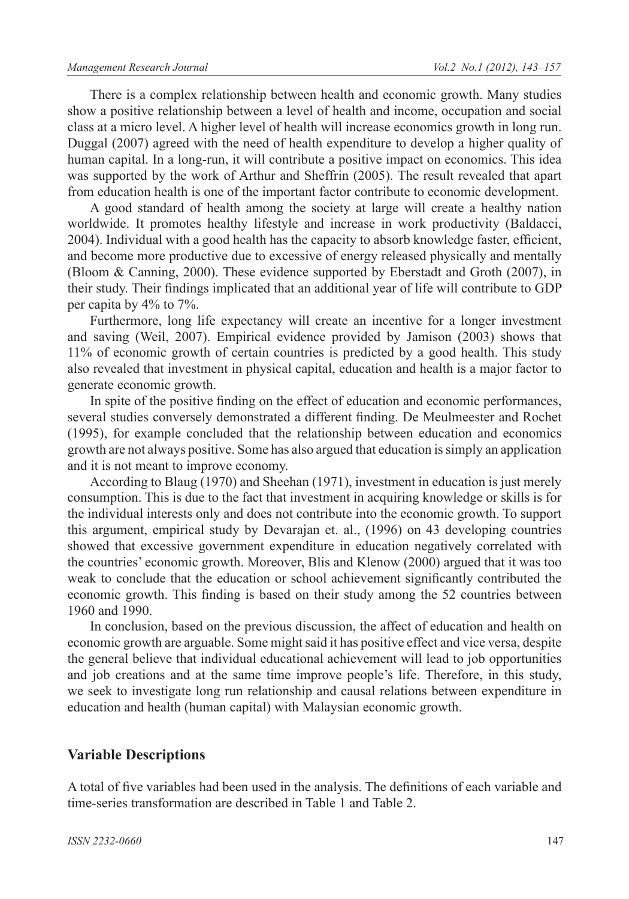There is a complex relationship between health and economic growth. Many studies show a positive relationship between a level of health and income, occupation and social class at a micro level. A higher level of health will increase economics growth in long run. Duggal (2007) agreed with the need of health expenditure to develop a higher quality of human capital. In a long-run, it will contribute a positive impact on economics. This idea was supported by the work of Arthur and Sheffrin (2005). The result revealed that apart from education health is one of the important factor contribute to economic development.

A good standard of health among the society at large will create a healthy nation worldwide. It promotes healthy lifestyle and increase in work productivity (Baldacci, 2004). Individual with a good health has the capacity to absorb knowledge faster, efficient, and become more productive due to excessive of energy released physically and mentally (Bloom & Canning, 2000). These evidence supported by Eberstadt and Groth (2007), in their study. Their findings implicated that an additional year of life will contribute to GDP per capita by 4% to 7%.

Furthermore, long life expectancy will create an incentive for a longer investment and saving (Weil, 2007). Empirical evidence provided by Jamison (2003) shows that 11% of economic growth of certain countries is predicted by a good health. This study also revealed that investment in physical capital, education and health is a major factor to generate economic growth.

In spite of the positive finding on the effect of education and economic performances, several studies conversely demonstrated a different finding. De Meulmeester and Rochet (1995), for example concluded that the relationship between education and economics growth are not always positive. Some has also argued that education is simply an application and it is not meant to improve economy.

According to Blaug (1970) and Sheehan (1971), investment in education is just merely consumption. This is due to the fact that investment in acquiring knowledge or skills is for the individual interests only and does not contribute into the economic growth. To support this argument, empirical study by Devarajan et. al., (1996) on 43 developing countries showed that excessive government expenditure in education negatively correlated with the countries' economic growth. Moreover, Blis and Klenow (2000) argued that it was too weak to conclude that the education or school achievement significantly contributed the economic growth. This finding is based on their study among the 52 countries between 1960 and 1990.

In conclusion, based on the previous discussion, the affect of education and health on economic growth are arguable. Some might said it has positive effect and vice versa, despite the general believe that individual educational achievement will lead to job opportunities and job creations and at the same time improve people's life. Therefore, in this study, we seek to investigate long run relationship and causal relations between expenditure in education and health (human capital) with Malaysian economic growth.

## Variable Descriptions

A total of five variables had been used in the analysis. The definitions of each variable and time-series transformation are described in Table 1 and Table 2.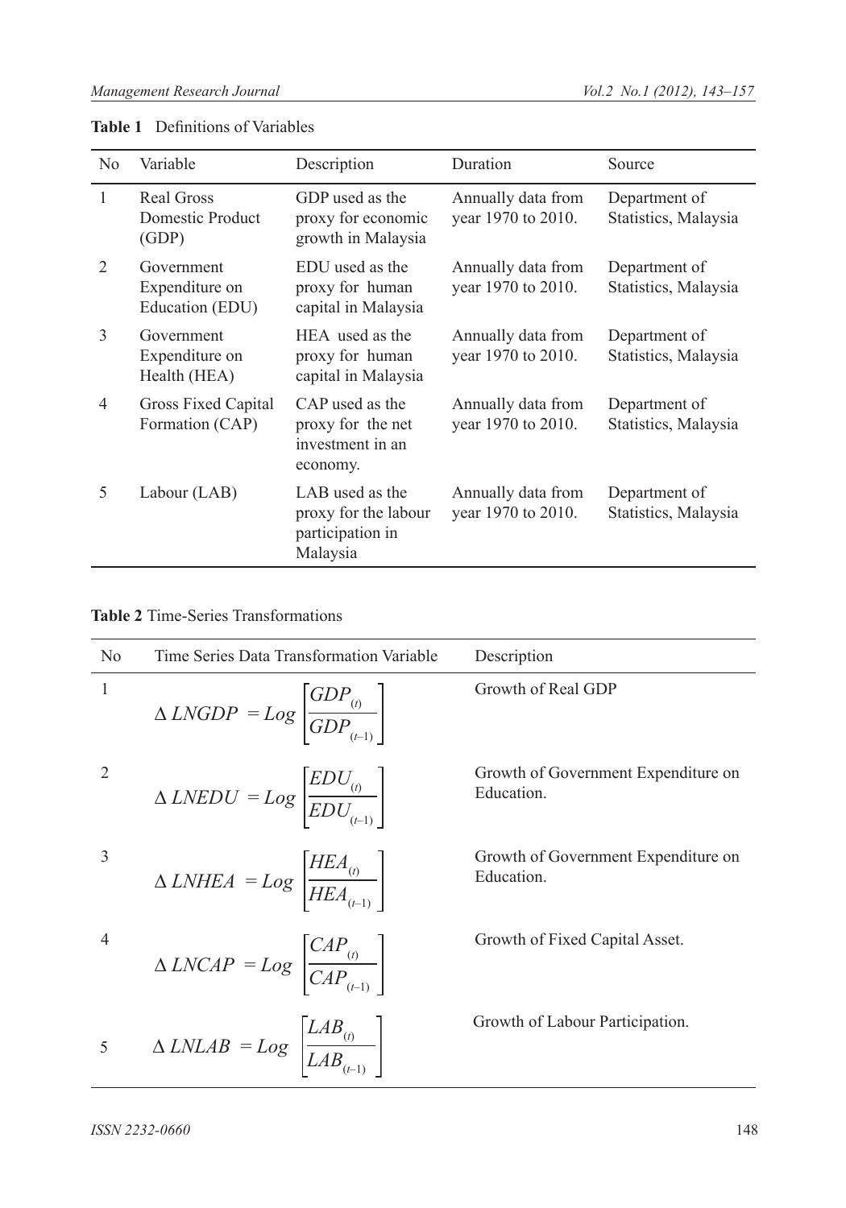**Table 1** Definitions of Variables

| No | Variable | Description | Duration | Source |
|---|---|---|---|---|
| 1 | Real Gross Domestic Product (GDP) | GDP used as the proxy for economic growth in Malaysia | Annually data from year 1970 to 2010. | Department of Statistics, Malaysia |
| 2 | Government Expenditure on Education (EDU) | EDU used as the proxy for human capital in Malaysia | Annually data from year 1970 to 2010. | Department of Statistics, Malaysia |
| 3 | Government Expenditure on Health (HEA) | HEA used as the proxy for human capital in Malaysia | Annually data from year 1970 to 2010. | Department of Statistics, Malaysia |
| 4 | Gross Fixed Capital Formation (CAP) | CAP used as the proxy for the net investment in an economy. | Annually data from year 1970 to 2010. | Department of Statistics, Malaysia |
| 5 | Labour (LAB) | LAB used as the proxy for the labour participation in Malaysia | Annually data from year 1970 to 2010. | Department of Statistics, Malaysia |

**Table 2** Time-Series Transformations

| No | Time Series Data Transformation Variable | Description |
|---|---|---|
| 1 | $\Delta LNGDP = Log \left[\frac{GDP_{(t)}}{GDP_{(t-1)}}\right]$ | Growth of Real GDP |
| 2 | $\Delta LNEDU = Log \left[\frac{EDU_{(t)}}{EDU_{(t-1)}}\right]$ | Growth of Government Expenditure on Education. |
| 3 | $\Delta LNHEA = Log \left[\frac{HEA_{(t)}}{HEA_{(t-1)}}\right]$ | Growth of Government Expenditure on Education. |
| 4 | $\Delta LNCAP = Log \left[\frac{CAP_{(t)}}{CAP_{(t-1)}}\right]$ | Growth of Fixed Capital Asset. |
| 5 | $\Delta LNLAB = Log \left[\frac{LAB_{(t)}}{LAB_{(t-1)}}\right]$ | Growth of Labour Participation. |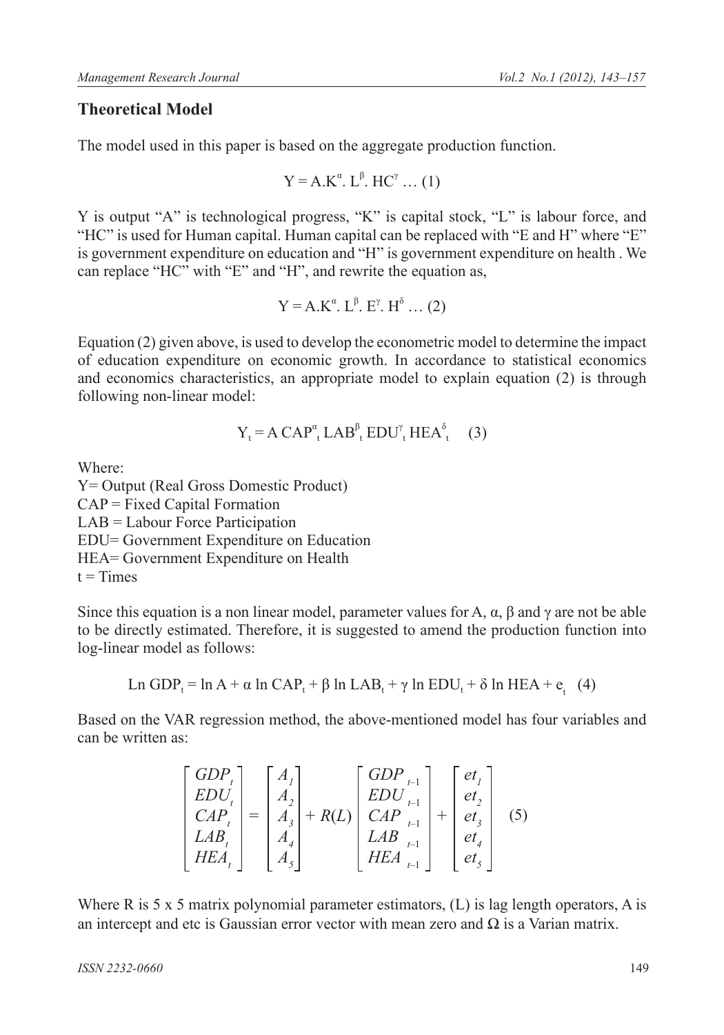## Theoretical Model

The model used in this paper is based on the aggregate production function.

$$Y = A.K^{\alpha}.\ L^{\beta}.\ HC^{\gamma} \ldots (1)$$

Y is output "A" is technological progress, "K" is capital stock, "L" is labour force, and "HC" is used for Human capital. Human capital can be replaced with "E and H" where "E" is government expenditure on education and "H" is government expenditure on health . We can replace "HC" with "E" and "H", and rewrite the equation as,

$$Y = A.K^{\alpha}.\ L^{\beta}.\ E^{\gamma}.\ H^{\delta} \ldots (2)$$

Equation (2) given above, is used to develop the econometric model to determine the impact of education expenditure on economic growth. In accordance to statistical economics and economics characteristics, an appropriate model to explain equation (2) is through following non-linear model:

$$Y_t = A\ CAP^{\alpha}_t\ LAB^{\beta}_t\ EDU^{\gamma}_t\ HEA^{\delta}_t \quad (3)$$

Where:
Y= Output (Real Gross Domestic Product)
CAP = Fixed Capital Formation
LAB = Labour Force Participation
EDU= Government Expenditure on Education
HEA= Government Expenditure on Health
t = Times

Since this equation is a non linear model, parameter values for A, $\alpha$, $\beta$ and $\gamma$ are not be able to be directly estimated. Therefore, it is suggested to amend the production function into log-linear model as follows:

$$\text{Ln } GDP_t = \ln A + \alpha \ln CAP_t + \beta \ln LAB_t + \gamma \ln EDU_t + \delta \ln HEA + e_t \quad (4)$$

Based on the VAR regression method, the above-mentioned model has four variables and can be written as:

$$\begin{bmatrix} GDP_t \\ EDU_t \\ CAP_t \\ LAB_t \\ HEA_t \end{bmatrix} = \begin{bmatrix} A_1 \\ A_2 \\ A_3 \\ A_4 \\ A_5 \end{bmatrix} + R(L) \begin{bmatrix} GDP_{t-1} \\ EDU_{t-1} \\ CAP_{t-1} \\ LAB_{t-1} \\ HEA_{t-1} \end{bmatrix} + \begin{bmatrix} et_1 \\ et_2 \\ et_3 \\ et_4 \\ et_5 \end{bmatrix} \quad (5)$$

Where R is 5 x 5 matrix polynomial parameter estimators, (L) is lag length operators, A is an intercept and etc is Gaussian error vector with mean zero and $\Omega$ is a Varian matrix.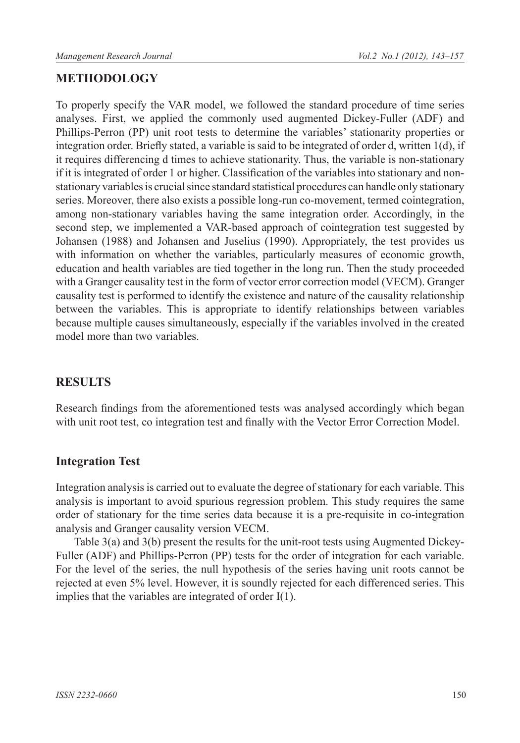## METHODOLOGY

To properly specify the VAR model, we followed the standard procedure of time series analyses. First, we applied the commonly used augmented Dickey-Fuller (ADF) and Phillips-Perron (PP) unit root tests to determine the variables' stationarity properties or integration order. Briefly stated, a variable is said to be integrated of order d, written 1(d), if it requires differencing d times to achieve stationarity. Thus, the variable is non-stationary if it is integrated of order 1 or higher. Classification of the variables into stationary and non-stationary variables is crucial since standard statistical procedures can handle only stationary series. Moreover, there also exists a possible long-run co-movement, termed cointegration, among non-stationary variables having the same integration order. Accordingly, in the second step, we implemented a VAR-based approach of cointegration test suggested by Johansen (1988) and Johansen and Juselius (1990). Appropriately, the test provides us with information on whether the variables, particularly measures of economic growth, education and health variables are tied together in the long run. Then the study proceeded with a Granger causality test in the form of vector error correction model (VECM). Granger causality test is performed to identify the existence and nature of the causality relationship between the variables. This is appropriate to identify relationships between variables because multiple causes simultaneously, especially if the variables involved in the created model more than two variables.

## RESULTS

Research findings from the aforementioned tests was analysed accordingly which began with unit root test, co integration test and finally with the Vector Error Correction Model.

### Integration Test

Integration analysis is carried out to evaluate the degree of stationary for each variable. This analysis is important to avoid spurious regression problem. This study requires the same order of stationary for the time series data because it is a pre-requisite in co-integration analysis and Granger causality version VECM.

Table 3(a) and 3(b) present the results for the unit-root tests using Augmented Dickey-Fuller (ADF) and Phillips-Perron (PP) tests for the order of integration for each variable. For the level of the series, the null hypothesis of the series having unit roots cannot be rejected at even 5% level. However, it is soundly rejected for each differenced series. This implies that the variables are integrated of order I(1).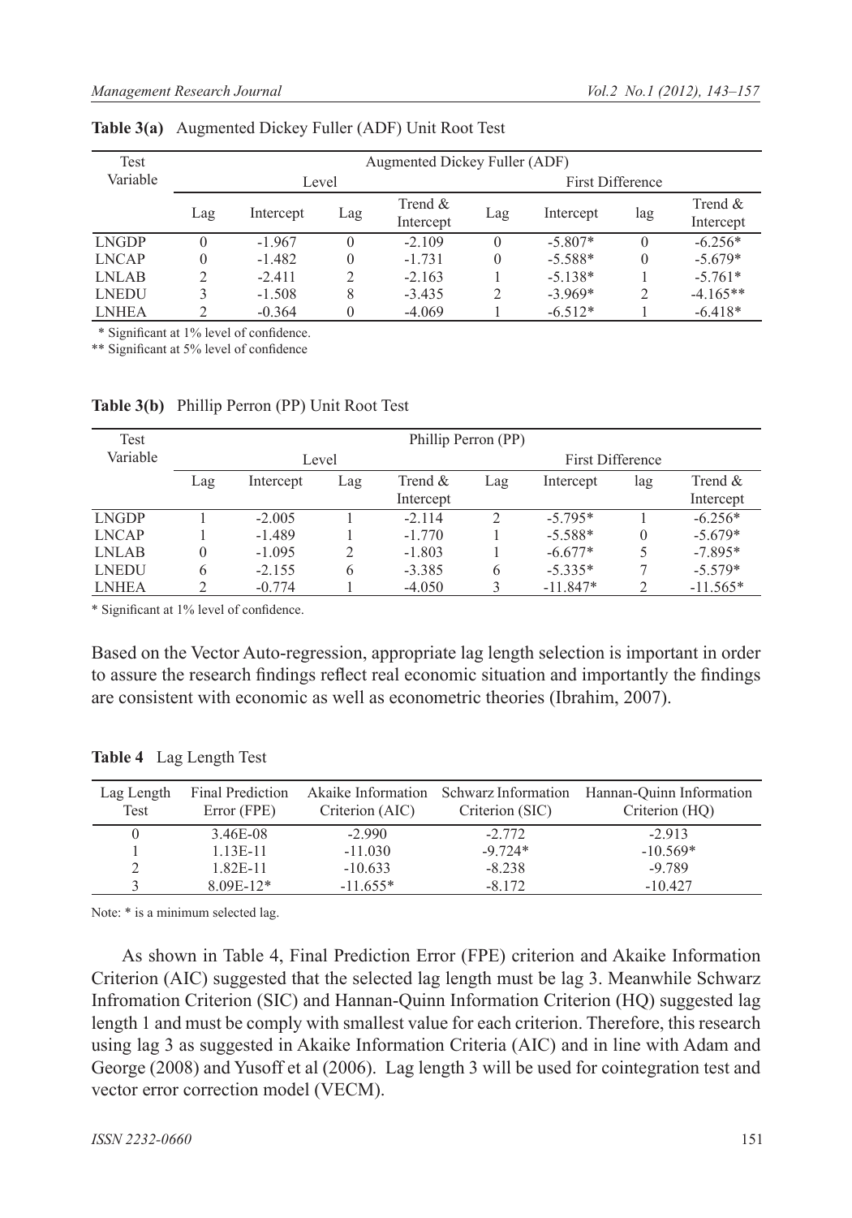**Table 3(a)** Augmented Dickey Fuller (ADF) Unit Root Test

| Test Variable | Augmented Dickey Fuller (ADF) | | | | | | | |
|---|---|---|---|---|---|---|---|---|
| | Level | | | | First Difference | | | |
| | Lag | Intercept | Lag | Trend & Intercept | Lag | Intercept | lag | Trend & Intercept |
| LNGDP | 0 | -1.967 | 0 | -2.109 | 0 | -5.807* | 0 | -6.256* |
| LNCAP | 0 | -1.482 | 0 | -1.731 | 0 | -5.588* | 0 | -5.679* |
| LNLAB | 2 | -2.411 | 2 | -2.163 | 1 | -5.138* | 1 | -5.761* |
| LNEDU | 3 | -1.508 | 8 | -3.435 | 2 | -3.969* | 2 | -4.165** |
| LNHEA | 2 | -0.364 | 0 | -4.069 | 1 | -6.512* | 1 | -6.418* |

\* Significant at 1% level of confidence.
** Significant at 5% level of confidence

**Table 3(b)** Phillip Perron (PP) Unit Root Test

| Test Variable | Phillip Perron (PP) | | | | | | | |
|---|---|---|---|---|---|---|---|---|
| | Level | | | | First Difference | | | |
| | Lag | Intercept | Lag | Trend & Intercept | Lag | Intercept | lag | Trend & Intercept |
| LNGDP | 1 | -2.005 | 1 | -2.114 | 2 | -5.795* | 1 | -6.256* |
| LNCAP | 1 | -1.489 | 1 | -1.770 | 1 | -5.588* | 0 | -5.679* |
| LNLAB | 0 | -1.095 | 2 | -1.803 | 1 | -6.677* | 5 | -7.895* |
| LNEDU | 6 | -2.155 | 6 | -3.385 | 6 | -5.335* | 7 | -5.579* |
| LNHEA | 2 | -0.774 | 1 | -4.050 | 3 | -11.847* | 2 | -11.565* |

\* Significant at 1% level of confidence.

Based on the Vector Auto-regression, appropriate lag length selection is important in order to assure the research findings reflect real economic situation and importantly the findings are consistent with economic as well as econometric theories (Ibrahim, 2007).

**Table 4** Lag Length Test

| Lag Length Test | Final Prediction Error (FPE) | Akaike Information Criterion (AIC) | Schwarz Information Criterion (SIC) | Hannan-Quinn Information Criterion (HQ) |
|---|---|---|---|---|
| 0 | 3.46E-08 | -2.990 | -2.772 | -2.913 |
| 1 | 1.13E-11 | -11.030 | -9.724* | -10.569* |
| 2 | 1.82E-11 | -10.633 | -8.238 | -9.789 |
| 3 | 8.09E-12* | -11.655* | -8.172 | -10.427 |

Note: * is a minimum selected lag.

As shown in Table 4, Final Prediction Error (FPE) criterion and Akaike Information Criterion (AIC) suggested that the selected lag length must be lag 3. Meanwhile Schwarz Infromation Criterion (SIC) and Hannan-Quinn Information Criterion (HQ) suggested lag length 1 and must be comply with smallest value for each criterion. Therefore, this research using lag 3 as suggested in Akaike Information Criteria (AIC) and in line with Adam and George (2008) and Yusoff et al (2006). Lag length 3 will be used for cointegration test and vector error correction model (VECM).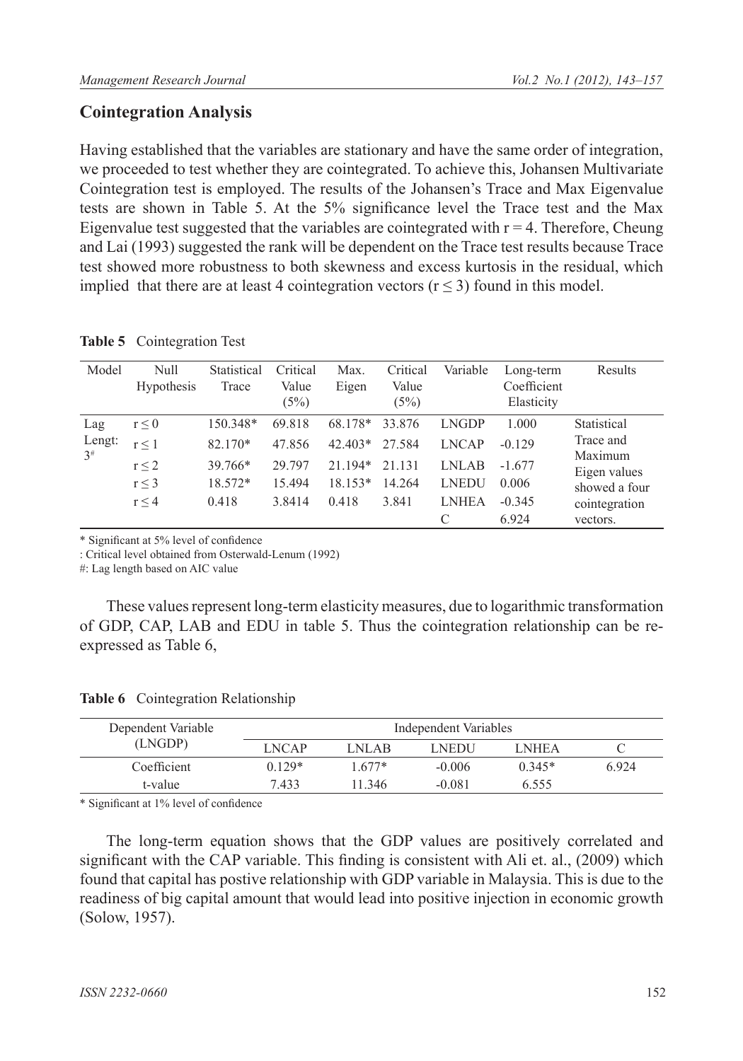## Cointegration Analysis

Having established that the variables are stationary and have the same order of integration, we proceeded to test whether they are cointegrated. To achieve this, Johansen Multivariate Cointegration test is employed. The results of the Johansen's Trace and Max Eigenvalue tests are shown in Table 5. At the 5% significance level the Trace test and the Max Eigenvalue test suggested that the variables are cointegrated with $r = 4$. Therefore, Cheung and Lai (1993) suggested the rank will be dependent on the Trace test results because Trace test showed more robustness to both skewness and excess kurtosis in the residual, which implied that there are at least 4 cointegration vectors ($r \leq 3$) found in this model.

**Table 5** Cointegration Test

| Model | Null Hypothesis | Statistical Trace | Critical Value (5%) | Max. Eigen | Critical Value (5%) | Variable | Long-term Coefficient Elasticity | Results |
|---|---|---|---|---|---|---|---|---|
| Lag Lengt: 3# | $r \leq 0$ | 150.348* | 69.818 | 68.178* | 33.876 | LNGDP | 1.000 | Statistical Trace and Maximum Eigen values showed a four cointegration vectors. |
| | $r \leq 1$ | 82.170* | 47.856 | 42.403* | 27.584 | LNCAP | -0.129 | |
| | $r \leq 2$ | 39.766* | 29.797 | 21.194* | 21.131 | LNLAB | -1.677 | |
| | $r \leq 3$ | 18.572* | 15.494 | 18.153* | 14.264 | LNEDU | 0.006 | |
| | $r \leq 4$ | 0.418 | 3.8414 | 0.418 | 3.841 | LNHEA | -0.345 | |
| | | | | | | C | 6.924 | |

\* Significant at 5% level of confidence

: Critical level obtained from Osterwald-Lenum (1992)

#: Lag length based on AIC value

These values represent long-term elasticity measures, due to logarithmic transformation of GDP, CAP, LAB and EDU in table 5. Thus the cointegration relationship can be re-expressed as Table 6,

**Table 6** Cointegration Relationship

| Dependent Variable (LNGDP) | Independent Variables | | | | |
|---|---|---|---|---|---|
| | LNCAP | LNLAB | LNEDU | LNHEA | C |
| Coefficient | 0.129* | 1.677* | -0.006 | 0.345* | 6.924 |
| t-value | 7.433 | 11.346 | -0.081 | 6.555 | |

\* Significant at 1% level of confidence

The long-term equation shows that the GDP values are positively correlated and significant with the CAP variable. This finding is consistent with Ali et. al., (2009) which found that capital has postive relationship with GDP variable in Malaysia. This is due to the readiness of big capital amount that would lead into positive injection in economic growth (Solow, 1957).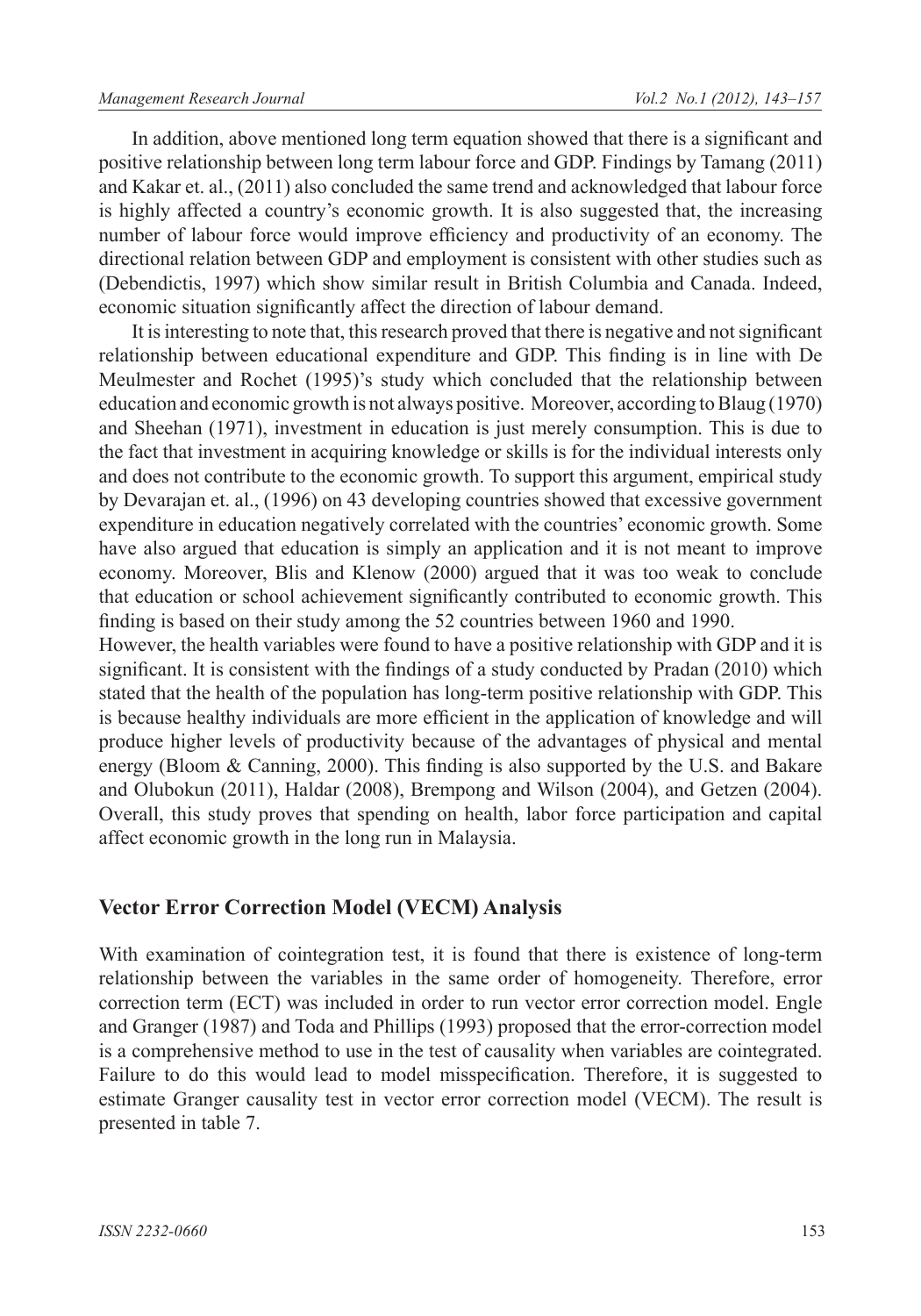In addition, above mentioned long term equation showed that there is a significant and positive relationship between long term labour force and GDP. Findings by Tamang (2011) and Kakar et. al., (2011) also concluded the same trend and acknowledged that labour force is highly affected a country's economic growth. It is also suggested that, the increasing number of labour force would improve efficiency and productivity of an economy. The directional relation between GDP and employment is consistent with other studies such as (Debendictis, 1997) which show similar result in British Columbia and Canada. Indeed, economic situation significantly affect the direction of labour demand.

It is interesting to note that, this research proved that there is negative and not significant relationship between educational expenditure and GDP. This finding is in line with De Meulmester and Rochet (1995)'s study which concluded that the relationship between education and economic growth is not always positive. Moreover, according to Blaug (1970) and Sheehan (1971), investment in education is just merely consumption. This is due to the fact that investment in acquiring knowledge or skills is for the individual interests only and does not contribute to the economic growth. To support this argument, empirical study by Devarajan et. al., (1996) on 43 developing countries showed that excessive government expenditure in education negatively correlated with the countries' economic growth. Some have also argued that education is simply an application and it is not meant to improve economy. Moreover, Blis and Klenow (2000) argued that it was too weak to conclude that education or school achievement significantly contributed to economic growth. This finding is based on their study among the 52 countries between 1960 and 1990.

However, the health variables were found to have a positive relationship with GDP and it is significant. It is consistent with the findings of a study conducted by Pradan (2010) which stated that the health of the population has long-term positive relationship with GDP. This is because healthy individuals are more efficient in the application of knowledge and will produce higher levels of productivity because of the advantages of physical and mental energy (Bloom & Canning, 2000). This finding is also supported by the U.S. and Bakare and Olubokun (2011), Haldar (2008), Brempong and Wilson (2004), and Getzen (2004). Overall, this study proves that spending on health, labor force participation and capital affect economic growth in the long run in Malaysia.

## Vector Error Correction Model (VECM) Analysis

With examination of cointegration test, it is found that there is existence of long-term relationship between the variables in the same order of homogeneity. Therefore, error correction term (ECT) was included in order to run vector error correction model. Engle and Granger (1987) and Toda and Phillips (1993) proposed that the error-correction model is a comprehensive method to use in the test of causality when variables are cointegrated. Failure to do this would lead to model misspecification. Therefore, it is suggested to estimate Granger causality test in vector error correction model (VECM). The result is presented in table 7.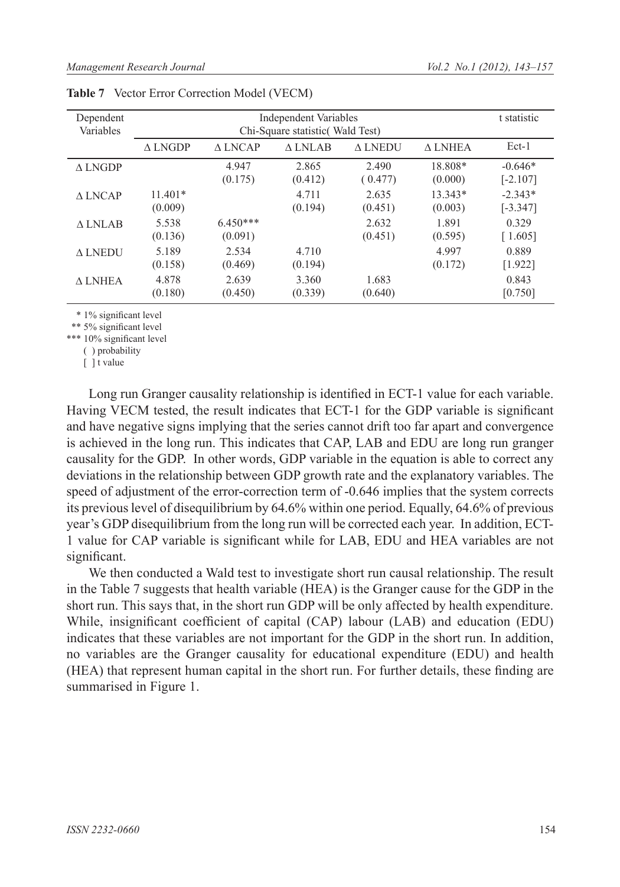**Table 7** Vector Error Correction Model (VECM)

| Dependent Variables | Independent Variables Chi-Square statistic( Wald Test) | | | | | t statistic |
|---|---|---|---|---|---|---|
| | Δ LNGDP | Δ LNCAP | Δ LNLAB | Δ LNEDU | Δ LNHEA | Ect-1 |
| Δ LNGDP | | 4.947 (0.175) | 2.865 (0.412) | 2.490 ( 0.477) | 18.808* (0.000) | -0.646* [-2.107] |
| Δ LNCAP | 11.401* (0.009) | | 4.711 (0.194) | 2.635 (0.451) | 13.343* (0.003) | -2.343* [-3.347] |
| Δ LNLAB | 5.538 (0.136) | 6.450*** (0.091) | | 2.632 (0.451) | 1.891 (0.595) | 0.329 [ 1.605] |
| Δ LNEDU | 5.189 (0.158) | 2.534 (0.469) | 4.710 (0.194) | | 4.997 (0.172) | 0.889 [1.922] |
| Δ LNHEA | 4.878 (0.180) | 2.639 (0.450) | 3.360 (0.339) | 1.683 (0.640) | | 0.843 [0.750] |

\* 1% significant level
\*\* 5% significant level
\*\*\* 10% significant level
( ) probability
[ ] t value

Long run Granger causality relationship is identified in ECT-1 value for each variable. Having VECM tested, the result indicates that ECT-1 for the GDP variable is significant and have negative signs implying that the series cannot drift too far apart and convergence is achieved in the long run. This indicates that CAP, LAB and EDU are long run granger causality for the GDP. In other words, GDP variable in the equation is able to correct any deviations in the relationship between GDP growth rate and the explanatory variables. The speed of adjustment of the error-correction term of -0.646 implies that the system corrects its previous level of disequilibrium by 64.6% within one period. Equally, 64.6% of previous year's GDP disequilibrium from the long run will be corrected each year. In addition, ECT-1 value for CAP variable is significant while for LAB, EDU and HEA variables are not significant.

We then conducted a Wald test to investigate short run causal relationship. The result in the Table 7 suggests that health variable (HEA) is the Granger cause for the GDP in the short run. This says that, in the short run GDP will be only affected by health expenditure. While, insignificant coefficient of capital (CAP) labour (LAB) and education (EDU) indicates that these variables are not important for the GDP in the short run. In addition, no variables are the Granger causality for educational expenditure (EDU) and health (HEA) that represent human capital in the short run. For further details, these finding are summarised in Figure 1.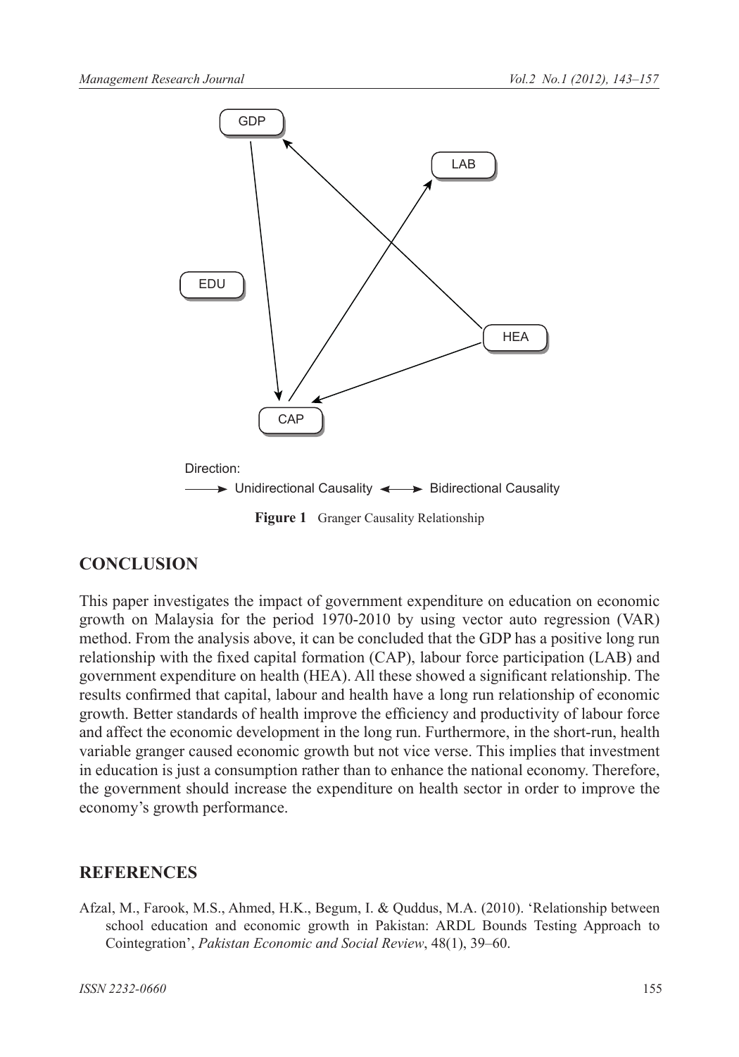GDP

LAB

EDU

HEA

CAP

Direction:

⟶ Unidirectional Causality ⟷ Bidirectional Causality

**Figure 1** Granger Causality Relationship

## CONCLUSION

This paper investigates the impact of government expenditure on education on economic growth on Malaysia for the period 1970-2010 by using vector auto regression (VAR) method. From the analysis above, it can be concluded that the GDP has a positive long run relationship with the fixed capital formation (CAP), labour force participation (LAB) and government expenditure on health (HEA). All these showed a significant relationship. The results confirmed that capital, labour and health have a long run relationship of economic growth. Better standards of health improve the efficiency and productivity of labour force and affect the economic development in the long run. Furthermore, in the short-run, health variable granger caused economic growth but not vice verse. This implies that investment in education is just a consumption rather than to enhance the national economy. Therefore, the government should increase the expenditure on health sector in order to improve the economy's growth performance.

## REFERENCES

Afzal, M., Farook, M.S., Ahmed, H.K., Begum, I. & Quddus, M.A. (2010). 'Relationship between school education and economic growth in Pakistan: ARDL Bounds Testing Approach to Cointegration', *Pakistan Economic and Social Review*, 48(1), 39–60.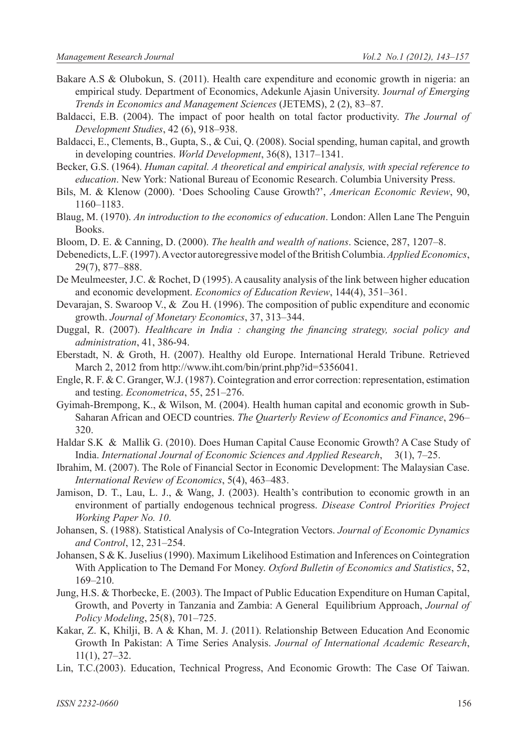Bakare A.S & Olubokun, S. (2011). Health care expenditure and economic growth in nigeria: an empirical study. Department of Economics, Adekunle Ajasin University. J*ournal of Emerging Trends in Economics and Management Sciences* (JETEMS), 2 (2), 83–87.

Baldacci, E.B. (2004). The impact of poor health on total factor productivity. *The Journal of Development Studies*, 42 (6), 918–938.

Baldacci, E., Clements, B., Gupta, S., & Cui, Q. (2008). Social spending, human capital, and growth in developing countries. *World Development*, 36(8), 1317–1341.

Becker, G.S. (1964). *Human capital. A theoretical and empirical analysis, with special reference to education*. New York: National Bureau of Economic Research. Columbia University Press.

Bils, M. & Klenow (2000). 'Does Schooling Cause Growth?', *American Economic Review*, 90, 1160–1183.

Blaug, M. (1970). *An introduction to the economics of education*. London: Allen Lane The Penguin Books.

Bloom, D. E. & Canning, D. (2000). *The health and wealth of nations*. Science, 287, 1207–8.

Debenedicts, L.F. (1997). A vector autoregressive model of the British Columbia. *Applied Economics*, 29(7), 877–888.

De Meulmeester, J.C. & Rochet, D (1995). A causality analysis of the link between higher education and economic development. *Economics of Education Review*, 144(4), 351–361.

Devarajan, S. Swaroop V., & Zou H. (1996). The composition of public expenditure and economic growth. *Journal of Monetary Economics*, 37, 313–344.

Duggal, R. (2007). *Healthcare in India : changing the financing strategy, social policy and administration*, 41, 386-94.

Eberstadt, N. & Groth, H. (2007). Healthy old Europe. International Herald Tribune. Retrieved March 2, 2012 from http://www.iht.com/bin/print.php?id=5356041.

Engle, R. F. & C. Granger, W.J. (1987). Cointegration and error correction: representation, estimation and testing. *Econometrica*, 55, 251–276.

Gyimah-Brempong, K., & Wilson, M. (2004). Health human capital and economic growth in Sub-Saharan African and OECD countries. *The Quarterly Review of Economics and Finance*, 296–320.

Haldar S.K & Mallik G. (2010). Does Human Capital Cause Economic Growth? A Case Study of India. *International Journal of Economic Sciences and Applied Research*, 3(1), 7–25.

Ibrahim, M. (2007). The Role of Financial Sector in Economic Development: The Malaysian Case. *International Review of Economics*, 5(4), 463–483.

Jamison, D. T., Lau, L. J., & Wang, J. (2003). Health's contribution to economic growth in an environment of partially endogenous technical progress. *Disease Control Priorities Project Working Paper No. 10*.

Johansen, S. (1988). Statistical Analysis of Co-Integration Vectors. *Journal of Economic Dynamics and Control*, 12, 231–254.

Johansen, S & K. Juselius (1990). Maximum Likelihood Estimation and Inferences on Cointegration With Application to The Demand For Money. *Oxford Bulletin of Economics and Statistics*, 52, 169–210.

Jung, H.S. & Thorbecke, E. (2003). The Impact of Public Education Expenditure on Human Capital, Growth, and Poverty in Tanzania and Zambia: A General Equilibrium Approach, *Journal of Policy Modeling*, 25(8), 701–725.

Kakar, Z. K, Khilji, B. A & Khan, M. J. (2011). Relationship Between Education And Economic Growth In Pakistan: A Time Series Analysis. *Journal of International Academic Research*, 11(1), 27–32.

Lin, T.C.(2003). Education, Technical Progress, And Economic Growth: The Case Of Taiwan.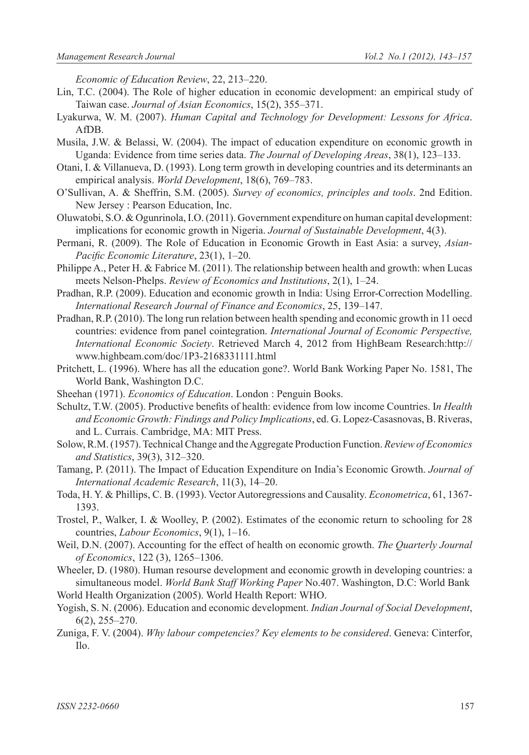*Economic of Education Review*, 22, 213–220.

Lin, T.C. (2004). The Role of higher education in economic development: an empirical study of Taiwan case. *Journal of Asian Economics*, 15(2), 355–371.

Lyakurwa, W. M. (2007). *Human Capital and Technology for Development: Lessons for Africa*. AfDB.

Musila, J.W. & Belassi, W. (2004). The impact of education expenditure on economic growth in Uganda: Evidence from time series data. *The Journal of Developing Areas*, 38(1), 123–133.

Otani, I. & Villanueva, D. (1993). Long term growth in developing countries and its determinants an empirical analysis. *World Development*, 18(6), 769–783.

O'Sullivan, A. & Sheffrin, S.M. (2005). *Survey of economics, principles and tools*. 2nd Edition. New Jersey : Pearson Education, Inc.

Oluwatobi, S.O. & Ogunrinola, I.O. (2011). Government expenditure on human capital development: implications for economic growth in Nigeria. *Journal of Sustainable Development*, 4(3).

Permani, R. (2009). The Role of Education in Economic Growth in East Asia: a survey, *Asian-Pacific Economic Literature*, 23(1), 1–20.

Philippe A., Peter H. & Fabrice M. (2011). The relationship between health and growth: when Lucas meets Nelson-Phelps. *Review of Economics and Institutions*, 2(1), 1–24.

Pradhan, R.P. (2009). Education and economic growth in India: Using Error-Correction Modelling. *International Research Journal of Finance and Economics*, 25, 139–147.

Pradhan, R.P. (2010). The long run relation between health spending and economic growth in 11 oecd countries: evidence from panel cointegration. *International Journal of Economic Perspective, International Economic Society*. Retrieved March 4, 2012 from HighBeam Research:http://www.highbeam.com/doc/1P3-2168331111.html

Pritchett, L. (1996). Where has all the education gone?. World Bank Working Paper No. 1581, The World Bank, Washington D.C.

Sheehan (1971). *Economics of Education*. London : Penguin Books.

Schultz, T.W. (2005). Productive benefits of health: evidence from low income Countries. I*n Health and Economic Growth: Findings and Policy Implications*, ed. G. Lopez-Casasnovas, B. Riveras, and L. Currais. Cambridge, MA: MIT Press.

Solow, R.M. (1957). Technical Change and the Aggregate Production Function. *Review of Economics and Statistics*, 39(3), 312–320.

Tamang, P. (2011). The Impact of Education Expenditure on India's Economic Growth. *Journal of International Academic Research*, 11(3), 14–20.

Toda, H. Y. & Phillips, C. B. (1993). Vector Autoregressions and Causality. *Econometrica*, 61, 1367-1393.

Trostel, P., Walker, I. & Woolley, P. (2002). Estimates of the economic return to schooling for 28 countries, *Labour Economics*, 9(1), 1–16.

Weil, D.N. (2007). Accounting for the effect of health on economic growth. *The Quarterly Journal of Economics*, 122 (3), 1265–1306.

Wheeler, D. (1980). Human resourse development and economic growth in developing countries: a simultaneous model. *World Bank Staff Working Paper* No.407. Washington, D.C: World Bank

World Health Organization (2005). World Health Report: WHO.

Yogish, S. N. (2006). Education and economic development. *Indian Journal of Social Development*, 6(2), 255–270.

Zuniga, F. V. (2004). *Why labour competencies? Key elements to be considered*. Geneva: Cinterfor, Ilo.